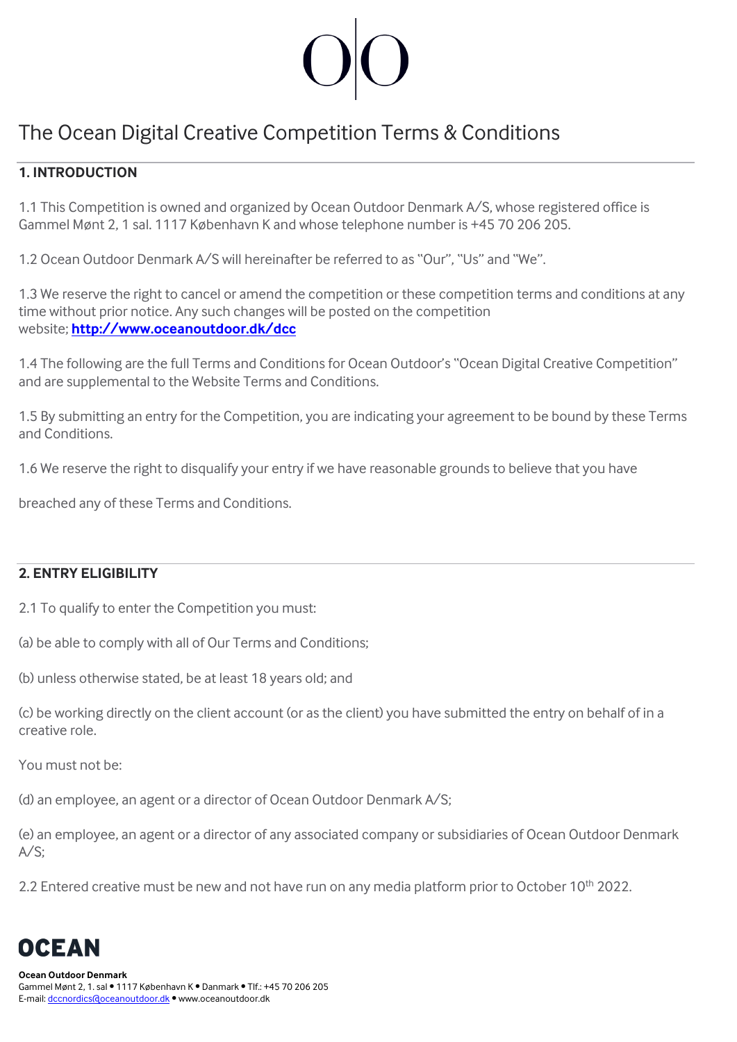# The Ocean Digital Creative Competition Terms & Conditions

## 1. INTRODUCTION

1.1 This Competition is owned and organized by Ocean Outdoor Denmark A/S, whose registered office is Gammel Mønt 2, 1 sal. 1117 København K and whose telephone number is +45 70 206 205.

1.2 Ocean Outdoor Denmark A/S will hereinafter be referred to as "Our", "Us" and "We".

1.3 We reserve the right to cancel or amend the competition or these competition terms and conditions at any time without prior notice. Any such changes will be posted on the competition website; **http://www.oceanoutdoor.dk/dcc**

1.4 The following are the full Terms and Conditions for Ocean Outdoor's "Ocean Digital Creative Competition" and are supplemental to the Website Terms and Conditions.

1.5 By submitting an entry for the Competition, you are indicating your agreement to be bound by these Terms and Conditions.

1.6 We reserve the right to disqualify your entry if we have reasonable grounds to believe that you have breached any of these Terms and Conditions.

## 2. ENTRY ELIGIBILITY

2.1 To qualify to enter the Competition you must:

(a) be able to comply with all of Our Terms and Conditions;

(b) unless otherwise stated, be at least 18 years old; and

(c) be working directly on the client account (or as the client) you have submitted the entry on behalf of in a creative role.

You must not be:

(d) an employee, an agent or a director of Ocean Outdoor Denmark A/S;

(e) an employee, an agent or a director of any associated company or subsidiaries of Ocean Outdoor Denmark A/S;

2.2 Entered creative must be new and not have run on any media platform prior to October 10th 2022.

**OCEAN**

**Ocean Outdoor Denmark**
Gammel Mønt 2, 1. sal • 1117 København K • Danmark • Tlf.: +45 70 206 205
E-mail: dccnordics@oceanoutdoor.dk • www.oceanoutdoor.dk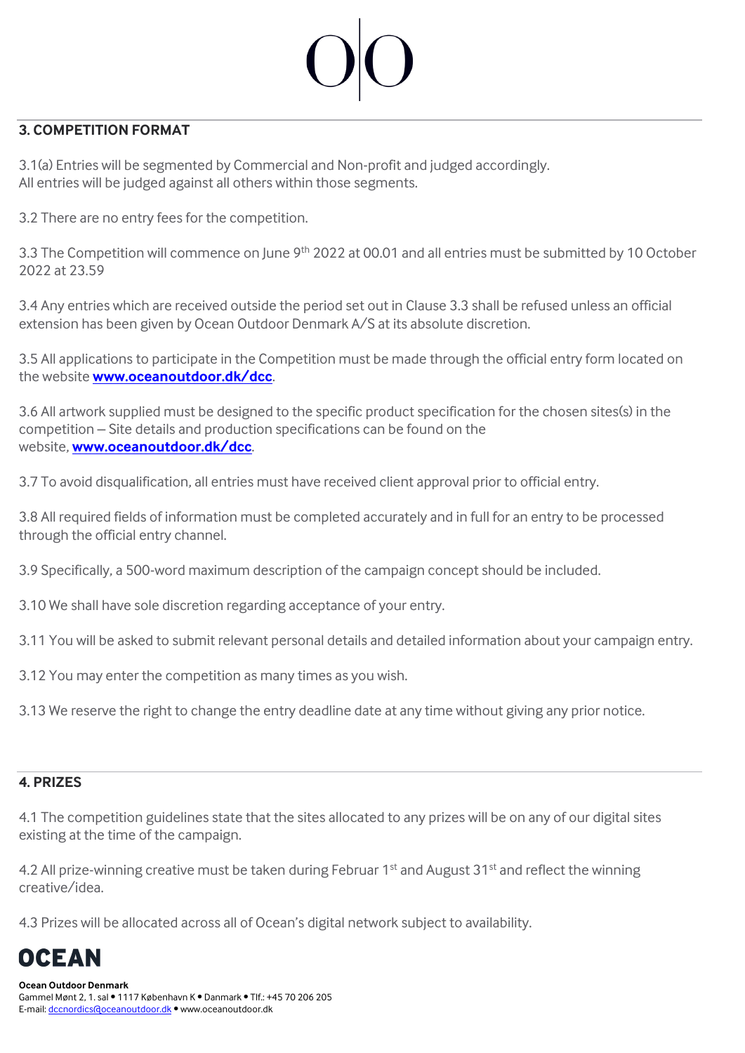## 3. COMPETITION FORMAT

3.1(a) Entries will be segmented by Commercial and Non-profit and judged accordingly.
All entries will be judged against all others within those segments.

3.2 There are no entry fees for the competition.

3.3 The Competition will commence on June 9th 2022 at 00.01 and all entries must be submitted by 10 October 2022 at 23.59

3.4 Any entries which are received outside the period set out in Clause 3.3 shall be refused unless an official extension has been given by Ocean Outdoor Denmark A/S at its absolute discretion.

3.5 All applications to participate in the Competition must be made through the official entry form located on the website **www.oceanoutdoor.dk/dcc**.

3.6 All artwork supplied must be designed to the specific product specification for the chosen sites(s) in the competition – Site details and production specifications can be found on the website, **www.oceanoutdoor.dk/dcc**.

3.7 To avoid disqualification, all entries must have received client approval prior to official entry.

3.8 All required fields of information must be completed accurately and in full for an entry to be processed through the official entry channel.

3.9 Specifically, a 500-word maximum description of the campaign concept should be included.

3.10 We shall have sole discretion regarding acceptance of your entry.

3.11 You will be asked to submit relevant personal details and detailed information about your campaign entry.

3.12 You may enter the competition as many times as you wish.

3.13 We reserve the right to change the entry deadline date at any time without giving any prior notice.

## 4. PRIZES

4.1 The competition guidelines state that the sites allocated to any prizes will be on any of our digital sites existing at the time of the campaign.

4.2 All prize-winning creative must be taken during Februar 1st and August 31st and reflect the winning creative/idea.

4.3 Prizes will be allocated across all of Ocean's digital network subject to availability.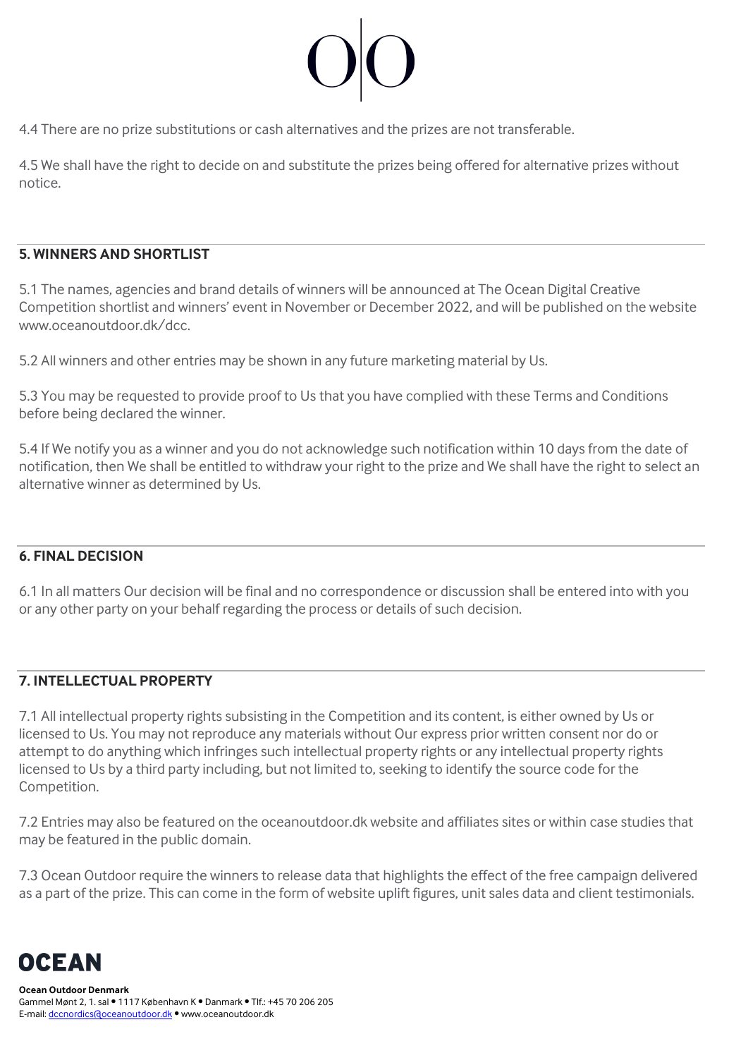4.4 There are no prize substitutions or cash alternatives and the prizes are not transferable.

4.5 We shall have the right to decide on and substitute the prizes being offered for alternative prizes without notice.

## 5. WINNERS AND SHORTLIST

5.1 The names, agencies and brand details of winners will be announced at The Ocean Digital Creative Competition shortlist and winners' event in November or December 2022, and will be published on the website www.oceanoutdoor.dk/dcc.

5.2 All winners and other entries may be shown in any future marketing material by Us.

5.3 You may be requested to provide proof to Us that you have complied with these Terms and Conditions before being declared the winner.

5.4 If We notify you as a winner and you do not acknowledge such notification within 10 days from the date of notification, then We shall be entitled to withdraw your right to the prize and We shall have the right to select an alternative winner as determined by Us.

## 6. FINAL DECISION

6.1 In all matters Our decision will be final and no correspondence or discussion shall be entered into with you or any other party on your behalf regarding the process or details of such decision.

## 7. INTELLECTUAL PROPERTY

7.1 All intellectual property rights subsisting in the Competition and its content, is either owned by Us or licensed to Us. You may not reproduce any materials without Our express prior written consent nor do or attempt to do anything which infringes such intellectual property rights or any intellectual property rights licensed to Us by a third party including, but not limited to, seeking to identify the source code for the Competition.

7.2 Entries may also be featured on the oceanoutdoor.dk website and affiliates sites or within case studies that may be featured in the public domain.

7.3 Ocean Outdoor require the winners to release data that highlights the effect of the free campaign delivered as a part of the prize. This can come in the form of website uplift figures, unit sales data and client testimonials.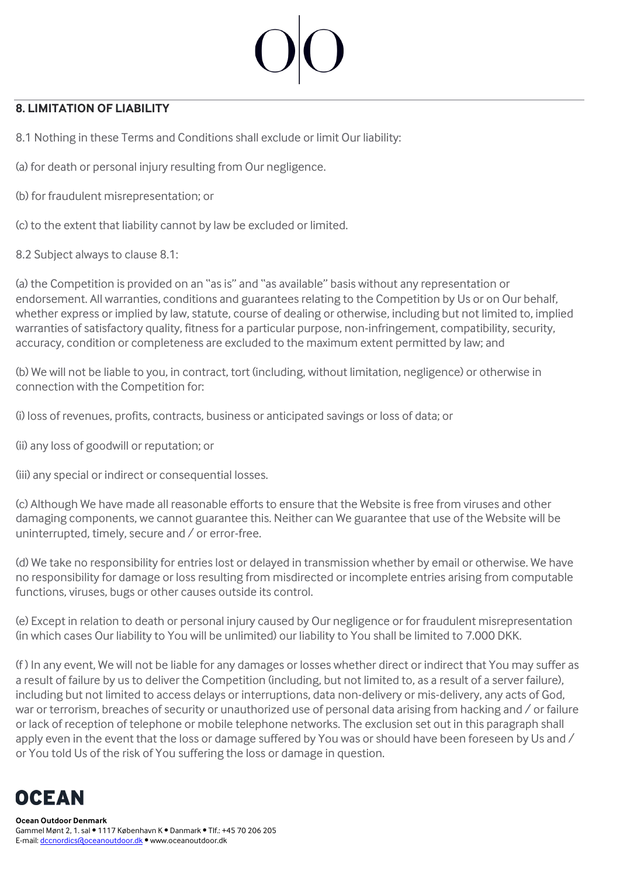## 8. LIMITATION OF LIABILITY

8.1 Nothing in these Terms and Conditions shall exclude or limit Our liability:

(a) for death or personal injury resulting from Our negligence.

(b) for fraudulent misrepresentation; or

(c) to the extent that liability cannot by law be excluded or limited.

8.2 Subject always to clause 8.1:

(a) the Competition is provided on an "as is" and "as available" basis without any representation or endorsement. All warranties, conditions and guarantees relating to the Competition by Us or on Our behalf, whether express or implied by law, statute, course of dealing or otherwise, including but not limited to, implied warranties of satisfactory quality, fitness for a particular purpose, non-infringement, compatibility, security, accuracy, condition or completeness are excluded to the maximum extent permitted by law; and

(b) We will not be liable to you, in contract, tort (including, without limitation, negligence) or otherwise in connection with the Competition for:

(i) loss of revenues, profits, contracts, business or anticipated savings or loss of data; or

(ii) any loss of goodwill or reputation; or

(iii) any special or indirect or consequential losses.

(c) Although We have made all reasonable efforts to ensure that the Website is free from viruses and other damaging components, we cannot guarantee this. Neither can We guarantee that use of the Website will be uninterrupted, timely, secure and / or error-free.

(d) We take no responsibility for entries lost or delayed in transmission whether by email or otherwise. We have no responsibility for damage or loss resulting from misdirected or incomplete entries arising from computable functions, viruses, bugs or other causes outside its control.

(e) Except in relation to death or personal injury caused by Our negligence or for fraudulent misrepresentation (in which cases Our liability to You will be unlimited) our liability to You shall be limited to 7.000 DKK.

(f) In any event, We will not be liable for any damages or losses whether direct or indirect that You may suffer as a result of failure by us to deliver the Competition (including, but not limited to, as a result of a server failure), including but not limited to access delays or interruptions, data non-delivery or mis-delivery, any acts of God, war or terrorism, breaches of security or unauthorized use of personal data arising from hacking and / or failure or lack of reception of telephone or mobile telephone networks. The exclusion set out in this paragraph shall apply even in the event that the loss or damage suffered by You was or should have been foreseen by Us and / or You told Us of the risk of You suffering the loss or damage in question.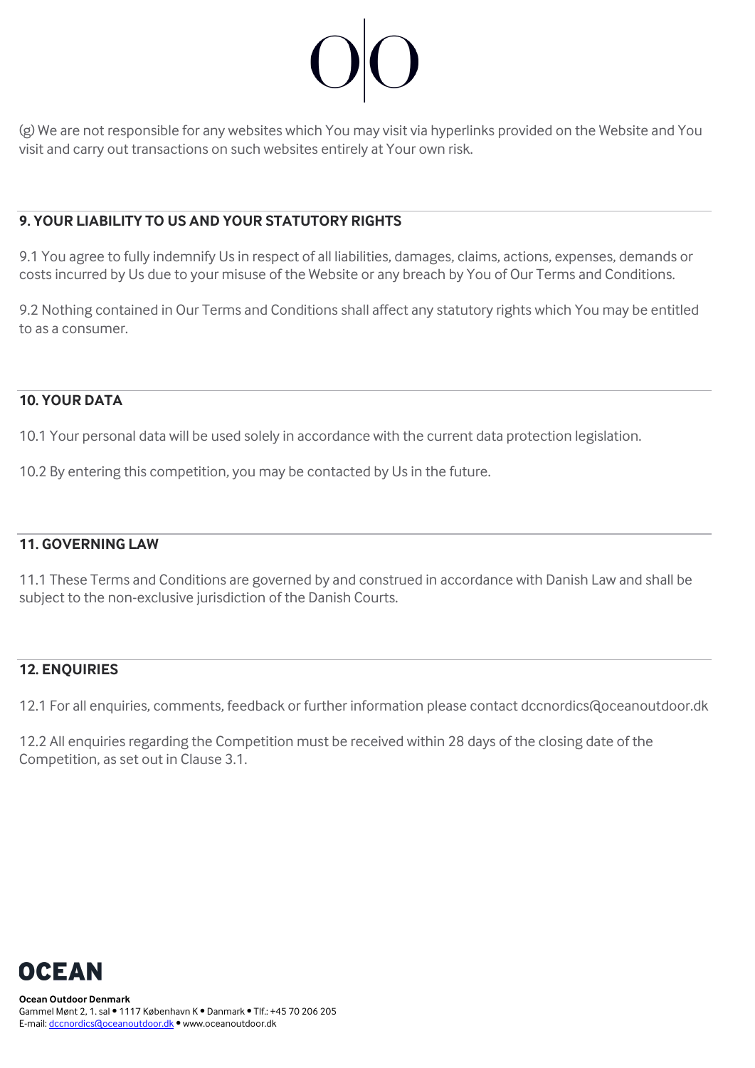(g) We are not responsible for any websites which You may visit via hyperlinks provided on the Website and You visit and carry out transactions on such websites entirely at Your own risk.

## 9. YOUR LIABILITY TO US AND YOUR STATUTORY RIGHTS

9.1 You agree to fully indemnify Us in respect of all liabilities, damages, claims, actions, expenses, demands or costs incurred by Us due to your misuse of the Website or any breach by You of Our Terms and Conditions.

9.2 Nothing contained in Our Terms and Conditions shall affect any statutory rights which You may be entitled to as a consumer.

## 10. YOUR DATA

10.1 Your personal data will be used solely in accordance with the current data protection legislation.

10.2 By entering this competition, you may be contacted by Us in the future.

## 11. GOVERNING LAW

11.1 These Terms and Conditions are governed by and construed in accordance with Danish Law and shall be subject to the non-exclusive jurisdiction of the Danish Courts.

## 12. ENQUIRIES

12.1 For all enquiries, comments, feedback or further information please contact dccnordics@oceanoutdoor.dk

12.2 All enquiries regarding the Competition must be received within 28 days of the closing date of the Competition, as set out in Clause 3.1.